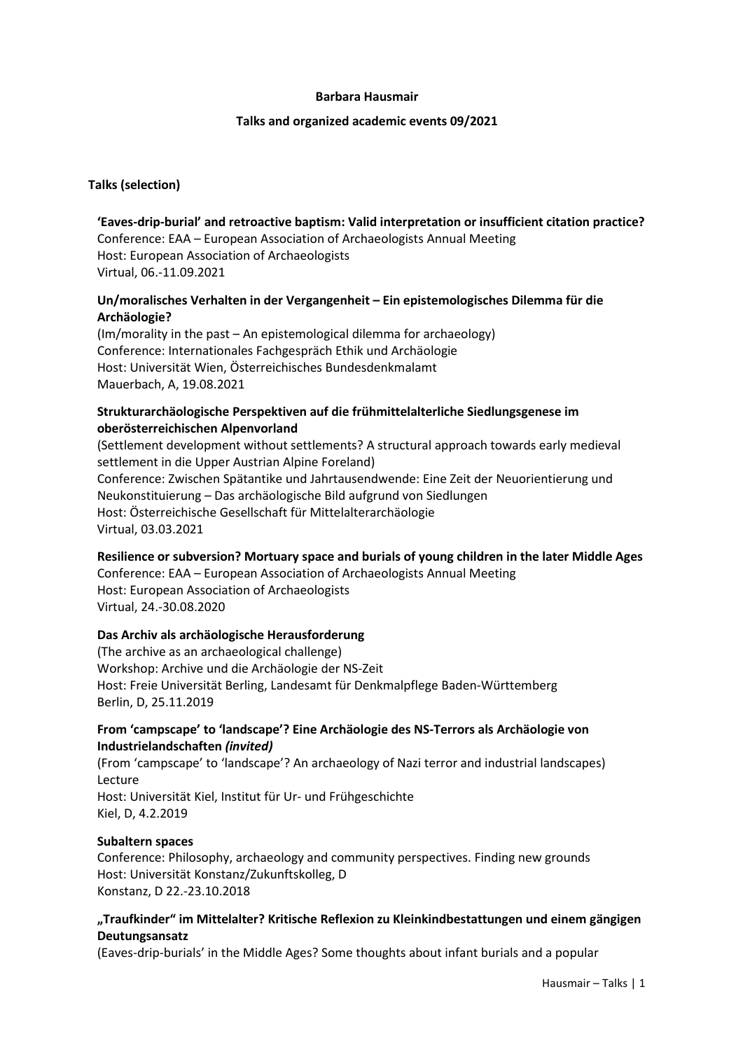**Barbara Hausmair**

**Talks and organized academic events 09/2021**

## Talks (selection)

**'Eaves-drip-burial' and retroactive baptism: Valid interpretation or insufficient citation practice?**
Conference: EAA – European Association of Archaeologists Annual Meeting
Host: European Association of Archaeologists
Virtual, 06.-11.09.2021

**Un/moralisches Verhalten in der Vergangenheit – Ein epistemologisches Dilemma für die Archäologie?**
(Im/morality in the past – An epistemological dilemma for archaeology)
Conference: Internationales Fachgespräch Ethik und Archäologie
Host: Universität Wien, Österreichisches Bundesdenkmalamt
Mauerbach, A, 19.08.2021

**Strukturarchäologische Perspektiven auf die frühmittelalterliche Siedlungsgenese im oberösterreichischen Alpenvorland**
(Settlement development without settlements? A structural approach towards early medieval settlement in die Upper Austrian Alpine Foreland)
Conference: Zwischen Spätantike und Jahrtausendwende: Eine Zeit der Neuorientierung und Neukonstituierung – Das archäologische Bild aufgrund von Siedlungen
Host: Österreichische Gesellschaft für Mittelalterarchäologie
Virtual, 03.03.2021

**Resilience or subversion? Mortuary space and burials of young children in the later Middle Ages**
Conference: EAA – European Association of Archaeologists Annual Meeting
Host: European Association of Archaeologists
Virtual, 24.-30.08.2020

**Das Archiv als archäologische Herausforderung**
(The archive as an archaeological challenge)
Workshop: Archive und die Archäologie der NS-Zeit
Host: Freie Universität Berling, Landesamt für Denkmalpflege Baden-Württemberg
Berlin, D, 25.11.2019

**From 'campscape' to 'landscape'? Eine Archäologie des NS-Terrors als Archäologie von Industrielandschaften *(invited)***
(From 'campscape' to 'landscape'? An archaeology of Nazi terror and industrial landscapes)
Lecture
Host: Universität Kiel, Institut für Ur- und Frühgeschichte
Kiel, D, 4.2.2019

**Subaltern spaces**
Conference: Philosophy, archaeology and community perspectives. Finding new grounds
Host: Universität Konstanz/Zukunftskolleg, D
Konstanz, D 22.-23.10.2018

**„Traufkinder" im Mittelalter? Kritische Reflexion zu Kleinkindbestattungen und einem gängigen Deutungsansatz**
(Eaves-drip-burials' in the Middle Ages? Some thoughts about infant burials and a popular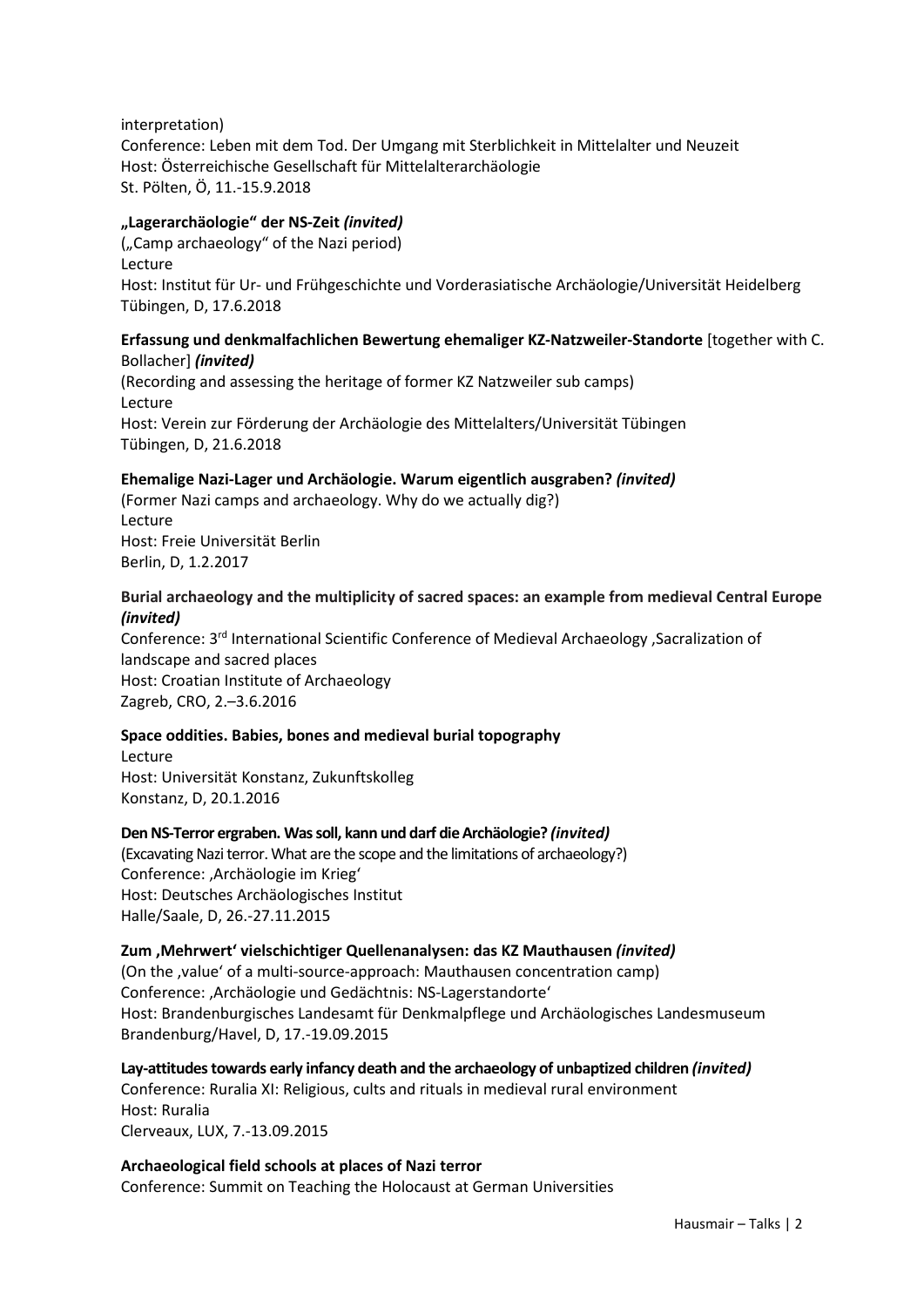interpretation)
Conference: Leben mit dem Tod. Der Umgang mit Sterblichkeit in Mittelalter und Neuzeit
Host: Österreichische Gesellschaft für Mittelalterarchäologie
St. Pölten, Ö, 11.-15.9.2018

**„Lagerarchäologie" der NS-Zeit *(invited)***
(„Camp archaeology" of the Nazi period)
Lecture
Host: Institut für Ur- und Frühgeschichte und Vorderasiatische Archäologie/Universität Heidelberg
Tübingen, D, 17.6.2018

**Erfassung und denkmalfachlichen Bewertung ehemaliger KZ-Natzweiler-Standorte** [together with C. Bollacher] ***(invited)***
(Recording and assessing the heritage of former KZ Natzweiler sub camps)
Lecture
Host: Verein zur Förderung der Archäologie des Mittelalters/Universität Tübingen
Tübingen, D, 21.6.2018

**Ehemalige Nazi-Lager und Archäologie. Warum eigentlich ausgraben? *(invited)***
(Former Nazi camps and archaeology. Why do we actually dig?)
Lecture
Host: Freie Universität Berlin
Berlin, D, 1.2.2017

**Burial archaeology and the multiplicity of sacred spaces: an example from medieval Central Europe *(invited)***
Conference: 3rd International Scientific Conference of Medieval Archaeology ‚Sacralization of landscape and sacred places
Host: Croatian Institute of Archaeology
Zagreb, CRO, 2.–3.6.2016

**Space oddities. Babies, bones and medieval burial topography**
Lecture
Host: Universität Konstanz, Zukunftskolleg
Konstanz, D, 20.1.2016

**Den NS-Terror ergraben. Was soll, kann und darf die Archäologie? *(invited)***
(Excavating Nazi terror. What are the scope and the limitations of archaeology?)
Conference: ‚Archäologie im Krieg'
Host: Deutsches Archäologisches Institut
Halle/Saale, D, 26.-27.11.2015

**Zum ‚Mehrwert' vielschichtiger Quellenanalysen: das KZ Mauthausen *(invited)***
(On the ‚value' of a multi-source-approach: Mauthausen concentration camp)
Conference: ‚Archäologie und Gedächtnis: NS-Lagerstandorte'
Host: Brandenburgisches Landesamt für Denkmalpflege und Archäologisches Landesmuseum
Brandenburg/Havel, D, 17.-19.09.2015

**Lay-attitudes towards early infancy death and the archaeology of unbaptized children *(invited)***
Conference: Ruralia XI: Religious, cults and rituals in medieval rural environment
Host: Ruralia
Clerveaux, LUX, 7.-13.09.2015

**Archaeological field schools at places of Nazi terror**
Conference: Summit on Teaching the Holocaust at German Universities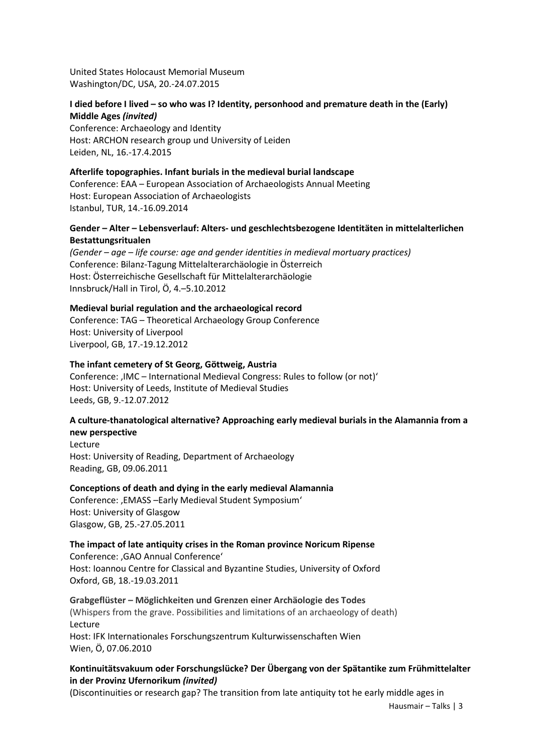United States Holocaust Memorial Museum
Washington/DC, USA, 20.-24.07.2015

**I died before I lived – so who was I? Identity, personhood and premature death in the (Early) Middle Ages *(invited)***
Conference: Archaeology and Identity
Host: ARCHON research group und University of Leiden
Leiden, NL, 16.-17.4.2015

**Afterlife topographies. Infant burials in the medieval burial landscape**
Conference: EAA – European Association of Archaeologists Annual Meeting
Host: European Association of Archaeologists
Istanbul, TUR, 14.-16.09.2014

**Gender – Alter – Lebensverlauf: Alters- und geschlechtsbezogene Identitäten in mittelalterlichen Bestattungsritualen**
*(Gender – age – life course: age and gender identities in medieval mortuary practices)*
Conference: Bilanz-Tagung Mittelalterarchäologie in Österreich
Host: Österreichische Gesellschaft für Mittelalterarchäologie
Innsbruck/Hall in Tirol, Ö, 4.–5.10.2012

**Medieval burial regulation and the archaeological record**
Conference: TAG – Theoretical Archaeology Group Conference
Host: University of Liverpool
Liverpool, GB, 17.-19.12.2012

**The infant cemetery of St Georg, Göttweig, Austria**
Conference: ‚IMC – International Medieval Congress: Rules to follow (or not)'
Host: University of Leeds, Institute of Medieval Studies
Leeds, GB, 9.-12.07.2012

**A culture-thanatological alternative? Approaching early medieval burials in the Alamannia from a new perspective**
Lecture
Host: University of Reading, Department of Archaeology
Reading, GB, 09.06.2011

**Conceptions of death and dying in the early medieval Alamannia**
Conference: ‚EMASS –Early Medieval Student Symposium'
Host: University of Glasgow
Glasgow, GB, 25.-27.05.2011

**The impact of late antiquity crises in the Roman province Noricum Ripense**
Conference: ‚GAO Annual Conference'
Host: Ioannou Centre for Classical and Byzantine Studies, University of Oxford
Oxford, GB, 18.-19.03.2011

**Grabgeflüster – Möglichkeiten und Grenzen einer Archäologie des Todes**
(Whispers from the grave. Possibilities and limitations of an archaeology of death)
Lecture
Host: IFK Internationales Forschungszentrum Kulturwissenschaften Wien
Wien, Ö, 07.06.2010

**Kontinuitätsvakuum oder Forschungslücke? Der Übergang von der Spätantike zum Frühmittelalter in der Provinz Ufernorikum *(invited)***
(Discontinuities or research gap? The transition from late antiquity tot he early middle ages in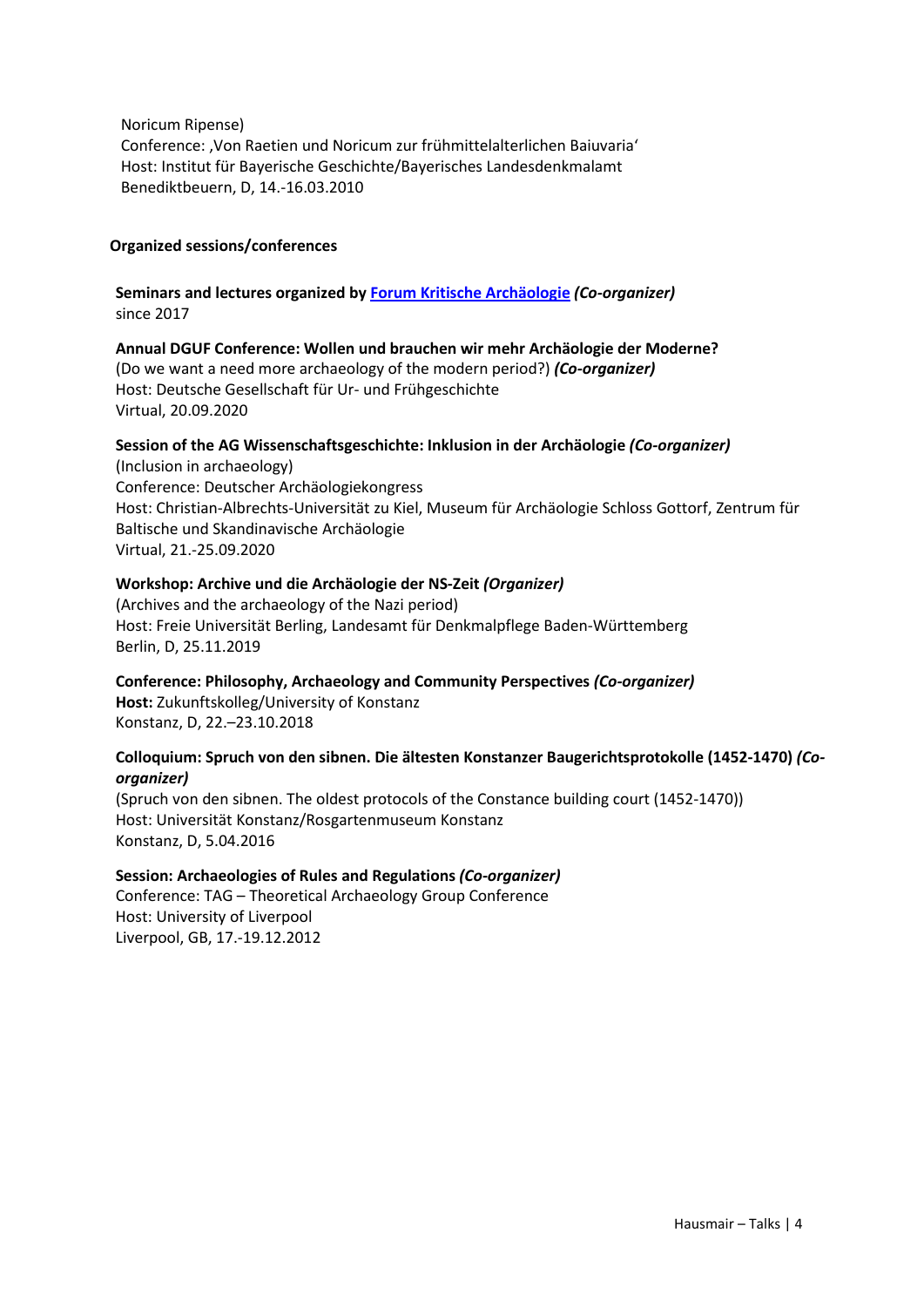Noricum Ripense)
Conference: ‚Von Raetien und Noricum zur frühmittelalterlichen Baiuvaria'
Host: Institut für Bayerische Geschichte/Bayerisches Landesdenkmalamt
Benediktbeuern, D, 14.-16.03.2010

**Organized sessions/conferences**

**Seminars and lectures organized by Forum Kritische Archäologie *(Co-organizer)***
since 2017

**Annual DGUF Conference: Wollen und brauchen wir mehr Archäologie der Moderne?**
(Do we want a need more archaeology of the modern period?) ***(Co-organizer)***
Host: Deutsche Gesellschaft für Ur- und Frühgeschichte
Virtual, 20.09.2020

**Session of the AG Wissenschaftsgeschichte: Inklusion in der Archäologie *(Co-organizer)***
(Inclusion in archaeology)
Conference: Deutscher Archäologiekongress
Host: Christian-Albrechts-Universität zu Kiel, Museum für Archäologie Schloss Gottorf, Zentrum für Baltische und Skandinavische Archäologie
Virtual, 21.-25.09.2020

**Workshop: Archive und die Archäologie der NS-Zeit *(Organizer)***
(Archives and the archaeology of the Nazi period)
Host: Freie Universität Berling, Landesamt für Denkmalpflege Baden-Württemberg
Berlin, D, 25.11.2019

**Conference: Philosophy, Archaeology and Community Perspectives *(Co-organizer)***
**Host:** Zukunftskolleg/University of Konstanz
Konstanz, D, 22.–23.10.2018

**Colloquium: Spruch von den sibnen. Die ältesten Konstanzer Baugerichtsprotokolle (1452-1470) *(Co-organizer)***
(Spruch von den sibnen. The oldest protocols of the Constance building court (1452-1470))
Host: Universität Konstanz/Rosgartenmuseum Konstanz
Konstanz, D, 5.04.2016

**Session: Archaeologies of Rules and Regulations *(Co-organizer)***
Conference: TAG – Theoretical Archaeology Group Conference
Host: University of Liverpool
Liverpool, GB, 17.-19.12.2012